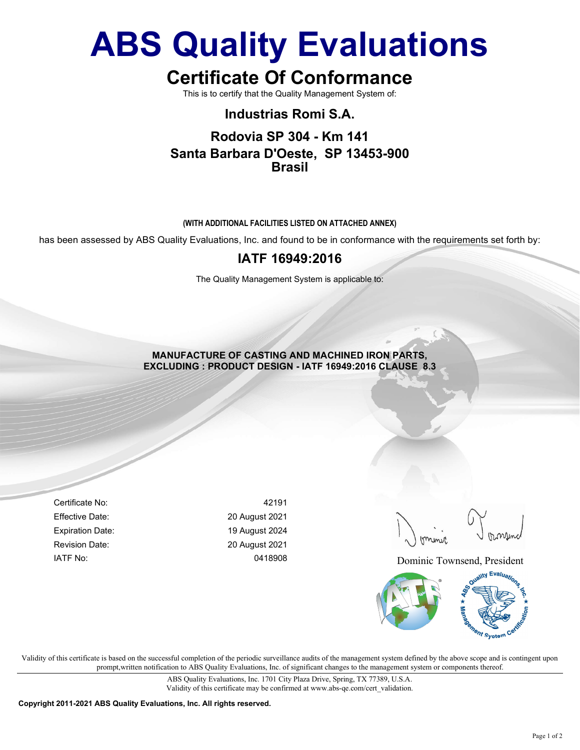# ABS Quality Evaluations

## Certificate Of Conformance

This is to certify that the Quality Management System of:

### Industrias Romi S.A.

### Rodovia SP 304 - Km 141
### Santa Barbara D'Oeste, SP 13453-900
### Brasil

**(WITH ADDITIONAL FACILITIES LISTED ON ATTACHED ANNEX)**

has been assessed by ABS Quality Evaluations, Inc. and found to be in conformance with the requirements set forth by:

## IATF 16949:2016

The Quality Management System is applicable to:

**MANUFACTURE OF CASTING AND MACHINED IRON PARTS,**
**EXCLUDING : PRODUCT DESIGN - IATF 16949:2016 CLAUSE 8.3**

| | |
|---|---|
| Certificate No: | 42191 |
| Effective Date: | 20 August 2021 |
| Expiration Date: | 19 August 2024 |
| Revision Date: | 20 August 2021 |
| IATF No: | 0418908 |

Dominic Townsend, President

Validity of this certificate is based on the successful completion of the periodic surveillance audits of the management system defined by the above scope and is contingent upon prompt,written notification to ABS Quality Evaluations, Inc. of significant changes to the management system or components thereof.

ABS Quality Evaluations, Inc. 1701 City Plaza Drive, Spring, TX 77389, U.S.A.
Validity of this certificate may be confirmed at www.abs-qe.com/cert_validation.

**Copyright 2011-2021 ABS Quality Evaluations, Inc. All rights reserved.**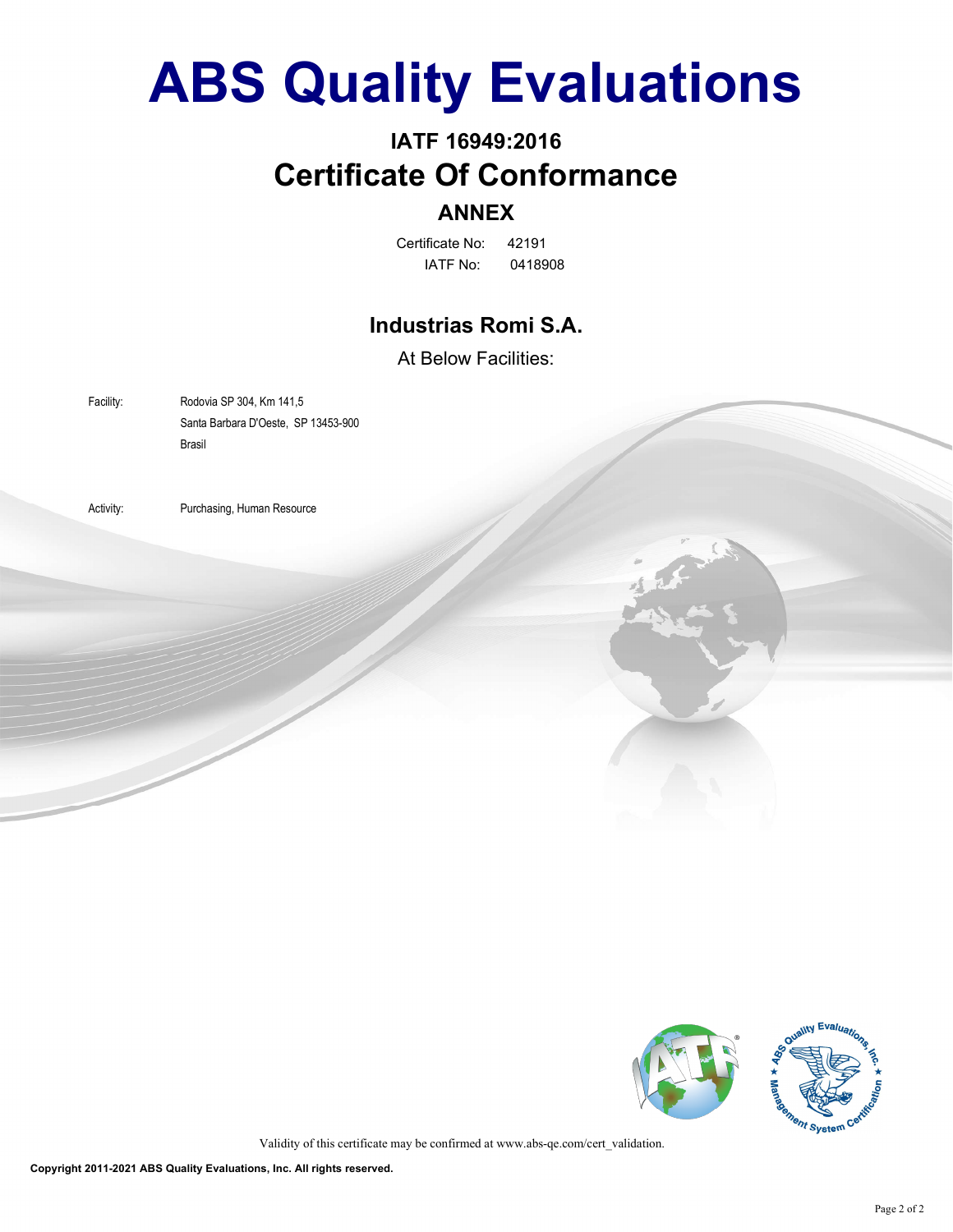# ABS Quality Evaluations

## IATF 16949:2016

## Certificate Of Conformance

### ANNEX

Certificate No: 42191

IATF No: 0418908

### Industrias Romi S.A.

At Below Facilities:

Facility: Rodovia SP 304, Km 141,5
Santa Barbara D'Oeste, SP 13453-900
Brasil

Activity: Purchasing, Human Resource

Validity of this certificate may be confirmed at www.abs-qe.com/cert_validation.

**Copyright 2011-2021 ABS Quality Evaluations, Inc. All rights reserved.**